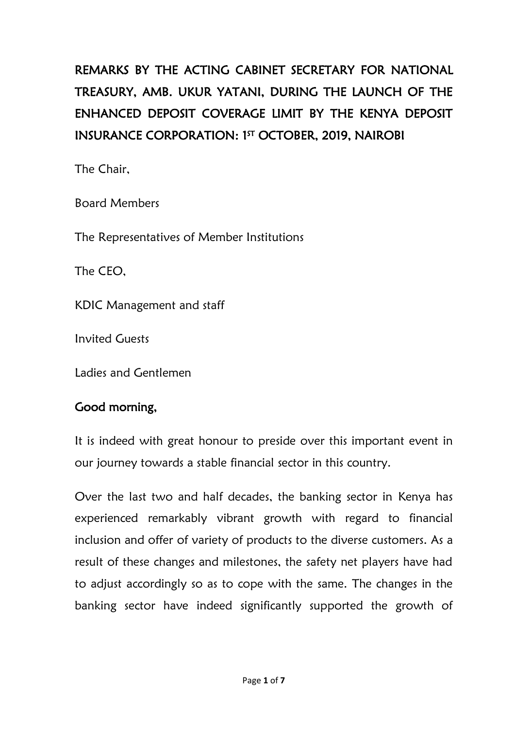# REMARKS BY THE ACTING CABINET SECRETARY FOR NATIONAL TREASURY, AMB. UKUR YATANI, DURING THE LAUNCH OF THE ENHANCED DEPOSIT COVERAGE LIMIT BY THE KENYA DEPOSIT INSURANCE CORPORATION: 1ST OCTOBER, 2019, NAIROBI

The Chair,

Board Members

The Representatives of Member Institutions

The CEO,

KDIC Management and staff

Invited Guests

Ladies and Gentlemen

**Good morning,**

It is indeed with great honour to preside over this important event in our journey towards a stable financial sector in this country.

Over the last two and half decades, the banking sector in Kenya has experienced remarkably vibrant growth with regard to financial inclusion and offer of variety of products to the diverse customers. As a result of these changes and milestones, the safety net players have had to adjust accordingly so as to cope with the same. The changes in the banking sector have indeed significantly supported the growth of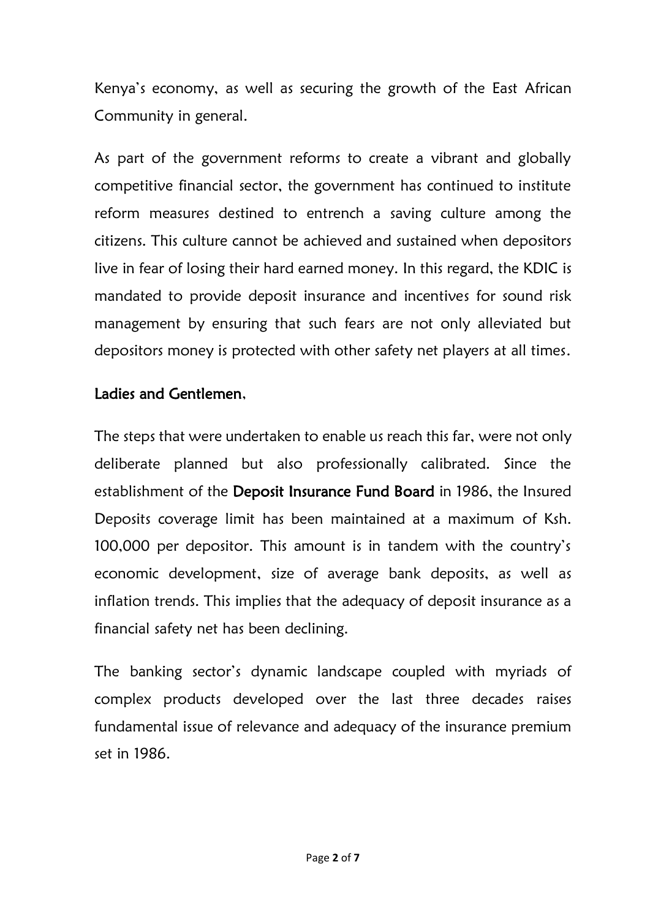Kenya's economy, as well as securing the growth of the East African Community in general.

As part of the government reforms to create a vibrant and globally competitive financial sector, the government has continued to institute reform measures destined to entrench a saving culture among the citizens. This culture cannot be achieved and sustained when depositors live in fear of losing their hard earned money. In this regard, the KDIC is mandated to provide deposit insurance and incentives for sound risk management by ensuring that such fears are not only alleviated but depositors money is protected with other safety net players at all times.

**Ladies and Gentlemen,**

The steps that were undertaken to enable us reach this far, were not only deliberate planned but also professionally calibrated. Since the establishment of the **Deposit Insurance Fund Board** in 1986, the Insured Deposits coverage limit has been maintained at a maximum of Ksh. 100,000 per depositor. This amount is in tandem with the country's economic development, size of average bank deposits, as well as inflation trends. This implies that the adequacy of deposit insurance as a financial safety net has been declining.

The banking sector's dynamic landscape coupled with myriads of complex products developed over the last three decades raises fundamental issue of relevance and adequacy of the insurance premium set in 1986.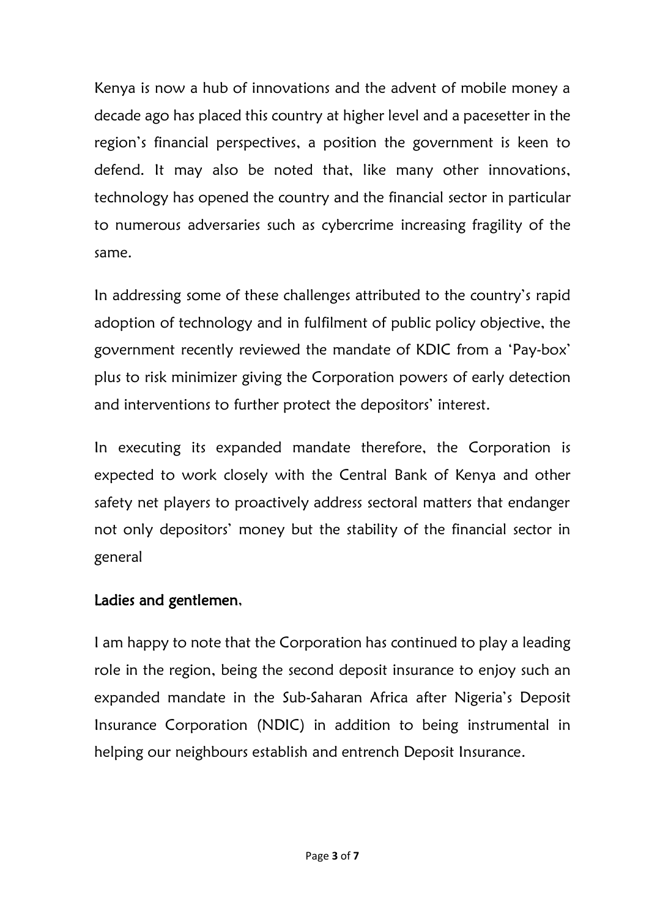Kenya is now a hub of innovations and the advent of mobile money a decade ago has placed this country at higher level and a pacesetter in the region's financial perspectives, a position the government is keen to defend. It may also be noted that, like many other innovations, technology has opened the country and the financial sector in particular to numerous adversaries such as cybercrime increasing fragility of the same.

In addressing some of these challenges attributed to the country's rapid adoption of technology and in fulfilment of public policy objective, the government recently reviewed the mandate of KDIC from a 'Pay-box' plus to risk minimizer giving the Corporation powers of early detection and interventions to further protect the depositors' interest.

In executing its expanded mandate therefore, the Corporation is expected to work closely with the Central Bank of Kenya and other safety net players to proactively address sectoral matters that endanger not only depositors' money but the stability of the financial sector in general

**Ladies and gentlemen,**

I am happy to note that the Corporation has continued to play a leading role in the region, being the second deposit insurance to enjoy such an expanded mandate in the Sub-Saharan Africa after Nigeria's Deposit Insurance Corporation (NDIC) in addition to being instrumental in helping our neighbours establish and entrench Deposit Insurance.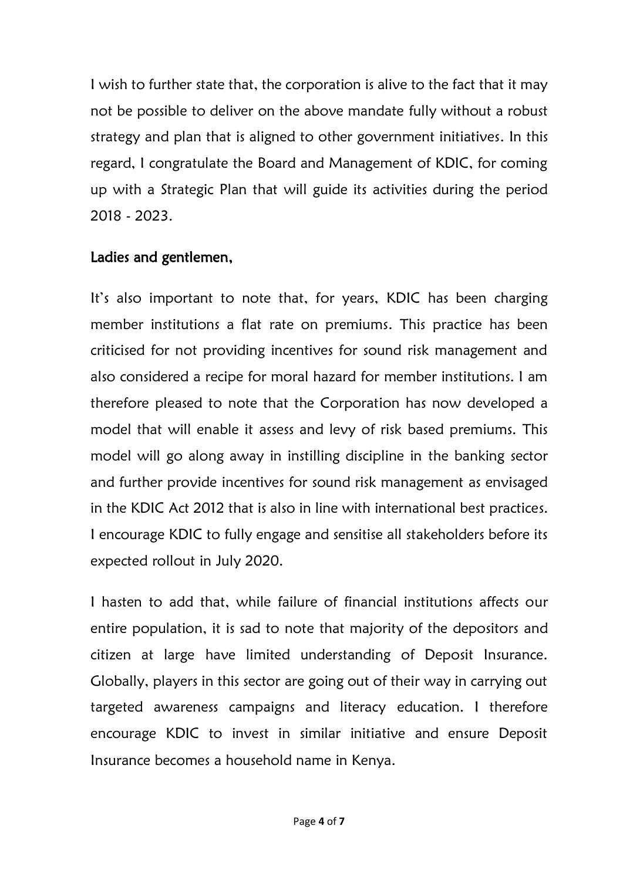I wish to further state that, the corporation is alive to the fact that it may not be possible to deliver on the above mandate fully without a robust strategy and plan that is aligned to other government initiatives. In this regard, I congratulate the Board and Management of KDIC, for coming up with a Strategic Plan that will guide its activities during the period 2018 - 2023.

**Ladies and gentlemen,**

It's also important to note that, for years, KDIC has been charging member institutions a flat rate on premiums. This practice has been criticised for not providing incentives for sound risk management and also considered a recipe for moral hazard for member institutions. I am therefore pleased to note that the Corporation has now developed a model that will enable it assess and levy of risk based premiums. This model will go along away in instilling discipline in the banking sector and further provide incentives for sound risk management as envisaged in the KDIC Act 2012 that is also in line with international best practices. I encourage KDIC to fully engage and sensitise all stakeholders before its expected rollout in July 2020.

I hasten to add that, while failure of financial institutions affects our entire population, it is sad to note that majority of the depositors and citizen at large have limited understanding of Deposit Insurance. Globally, players in this sector are going out of their way in carrying out targeted awareness campaigns and literacy education. I therefore encourage KDIC to invest in similar initiative and ensure Deposit Insurance becomes a household name in Kenya.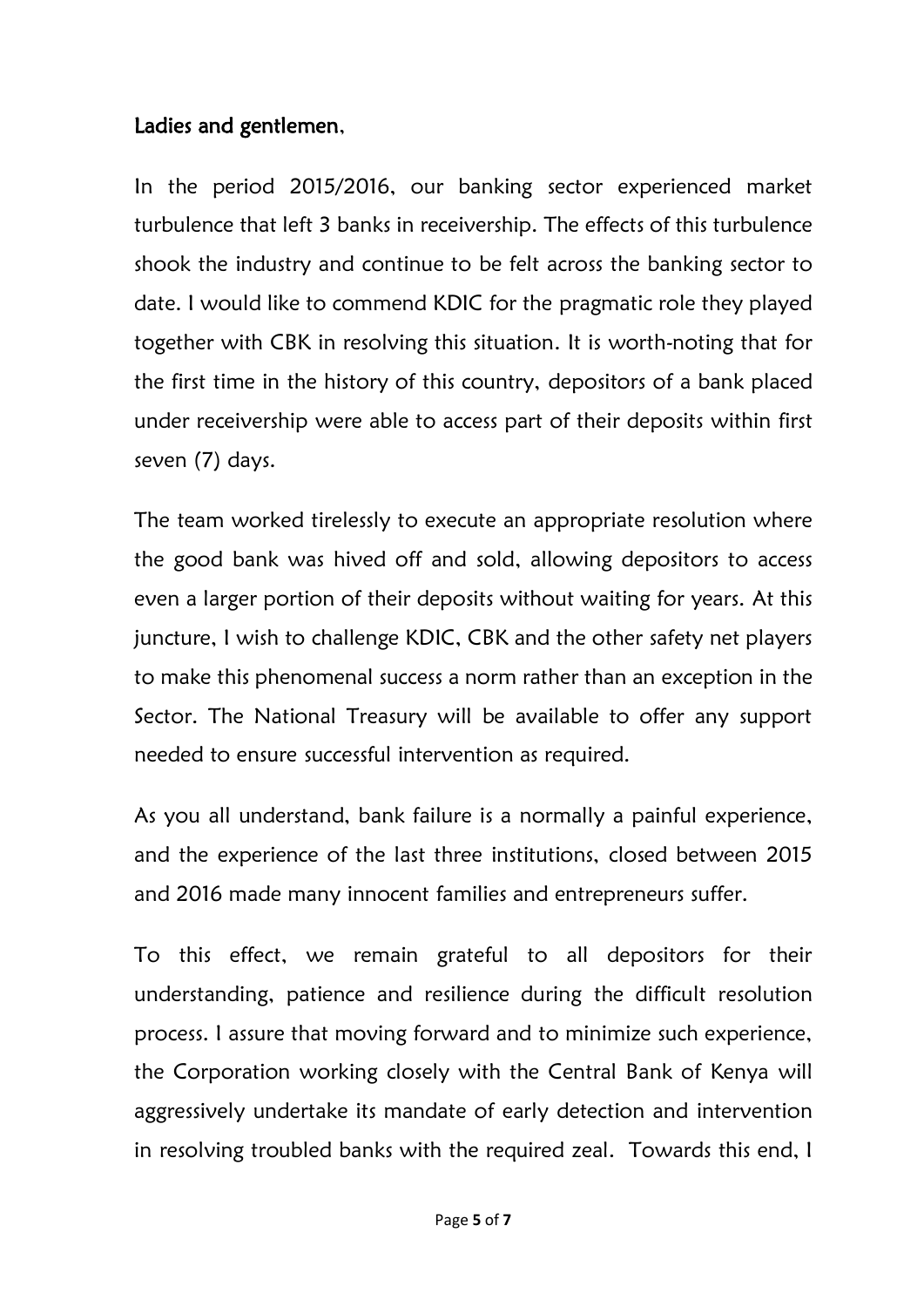Ladies and gentlemen,

In the period 2015/2016, our banking sector experienced market turbulence that left 3 banks in receivership. The effects of this turbulence shook the industry and continue to be felt across the banking sector to date. I would like to commend KDIC for the pragmatic role they played together with CBK in resolving this situation. It is worth-noting that for the first time in the history of this country, depositors of a bank placed under receivership were able to access part of their deposits within first seven (7) days.

The team worked tirelessly to execute an appropriate resolution where the good bank was hived off and sold, allowing depositors to access even a larger portion of their deposits without waiting for years. At this juncture, I wish to challenge KDIC, CBK and the other safety net players to make this phenomenal success a norm rather than an exception in the Sector. The National Treasury will be available to offer any support needed to ensure successful intervention as required.

As you all understand, bank failure is a normally a painful experience, and the experience of the last three institutions, closed between 2015 and 2016 made many innocent families and entrepreneurs suffer.

To this effect, we remain grateful to all depositors for their understanding, patience and resilience during the difficult resolution process. I assure that moving forward and to minimize such experience, the Corporation working closely with the Central Bank of Kenya will aggressively undertake its mandate of early detection and intervention in resolving troubled banks with the required zeal. Towards this end, I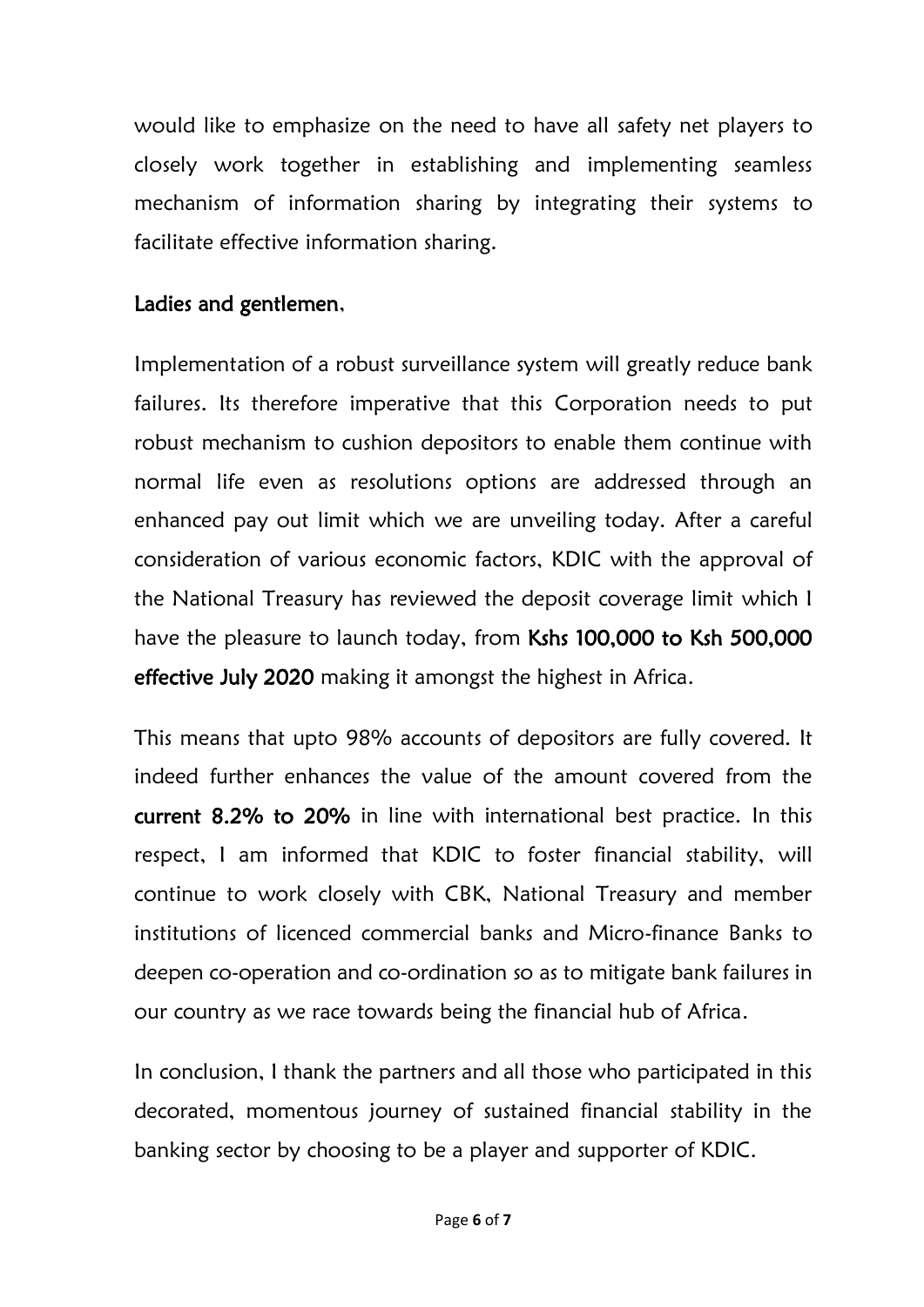would like to emphasize on the need to have all safety net players to closely work together in establishing and implementing seamless mechanism of information sharing by integrating their systems to facilitate effective information sharing.

**Ladies and gentlemen,**

Implementation of a robust surveillance system will greatly reduce bank failures. Its therefore imperative that this Corporation needs to put robust mechanism to cushion depositors to enable them continue with normal life even as resolutions options are addressed through an enhanced pay out limit which we are unveiling today. After a careful consideration of various economic factors, KDIC with the approval of the National Treasury has reviewed the deposit coverage limit which I have the pleasure to launch today, from **Kshs 100,000 to Ksh 500,000 effective July 2020** making it amongst the highest in Africa.

This means that upto 98% accounts of depositors are fully covered. It indeed further enhances the value of the amount covered from the **current 8.2% to 20%** in line with international best practice. In this respect, I am informed that KDIC to foster financial stability, will continue to work closely with CBK, National Treasury and member institutions of licenced commercial banks and Micro-finance Banks to deepen co-operation and co-ordination so as to mitigate bank failures in our country as we race towards being the financial hub of Africa.

In conclusion, I thank the partners and all those who participated in this decorated, momentous journey of sustained financial stability in the banking sector by choosing to be a player and supporter of KDIC.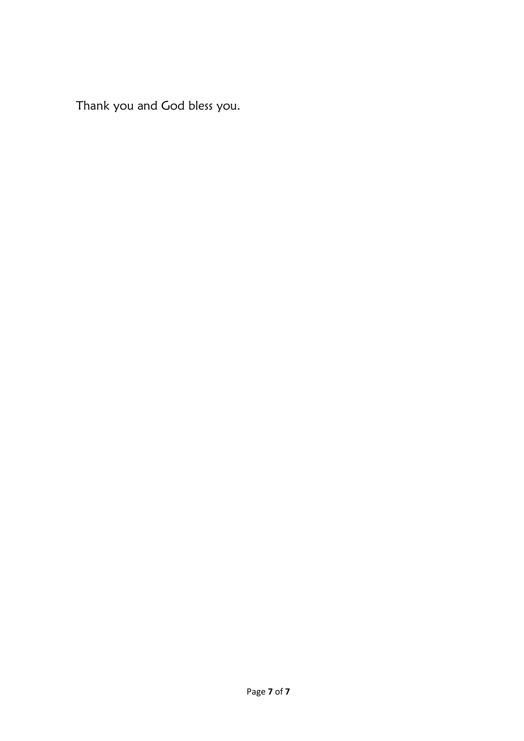Thank you and God bless you.